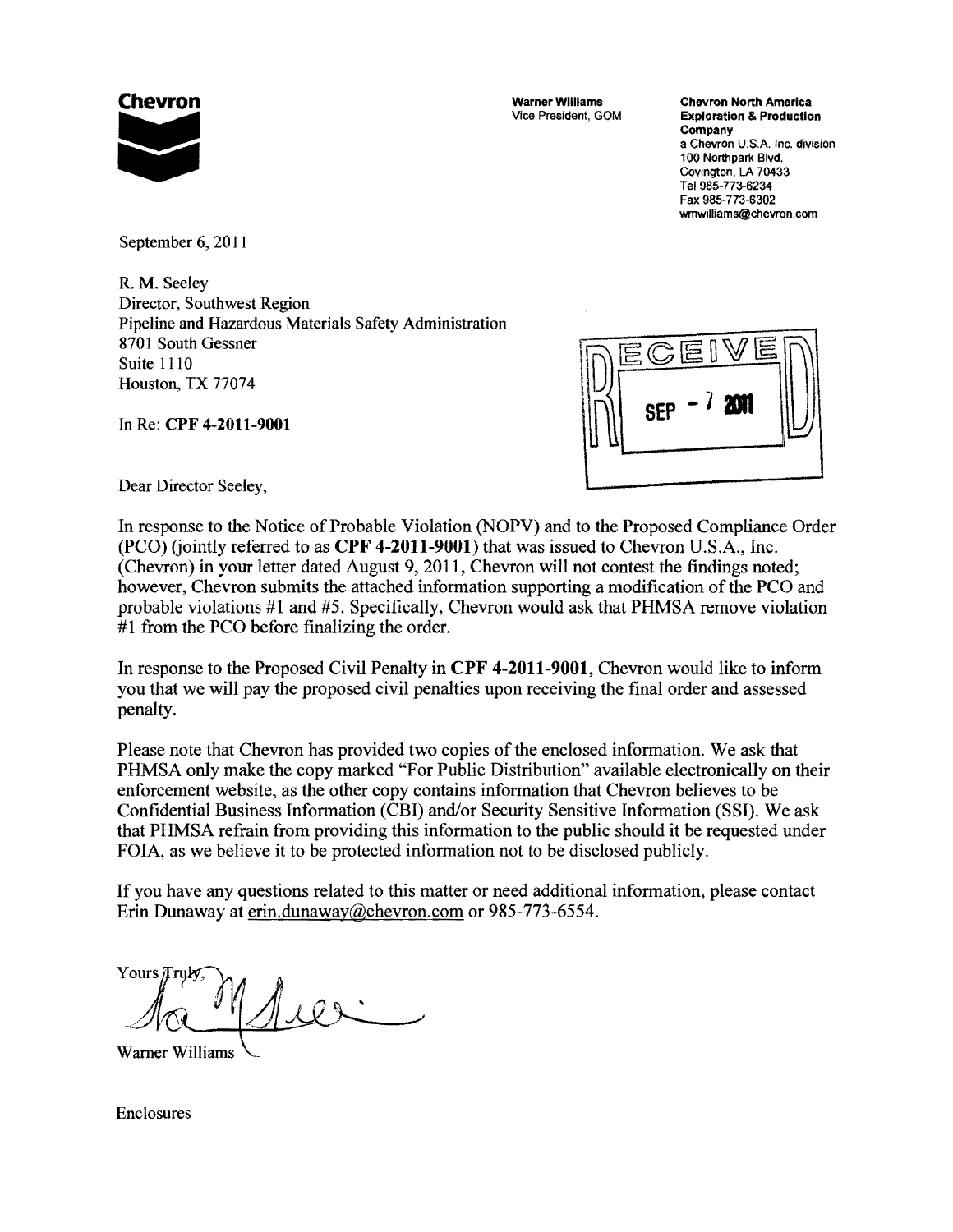**Chevron**

**Warner Williams**
Vice President, GOM

**Chevron North America Exploration & Production Company**
a Chevron U.S.A. Inc. division
100 Northpark Blvd.
Covington, LA 70433
Tel 985-773-6234
Fax 985-773-6302
wmwilliams@chevron.com

September 6, 2011

R. M. Seeley
Director, Southwest Region
Pipeline and Hazardous Materials Safety Administration
8701 South Gessner
Suite 1110
Houston, TX 77074

RECEIVED
SEP - 7 2011

In Re: **CPF 4-2011-9001**

Dear Director Seeley,

In response to the Notice of Probable Violation (NOPV) and to the Proposed Compliance Order (PCO) (jointly referred to as **CPF 4-2011-9001**) that was issued to Chevron U.S.A., Inc. (Chevron) in your letter dated August 9, 2011, Chevron will not contest the findings noted; however, Chevron submits the attached information supporting a modification of the PCO and probable violations #1 and #5. Specifically, Chevron would ask that PHMSA remove violation #1 from the PCO before finalizing the order.

In response to the Proposed Civil Penalty in **CPF 4-2011-9001**, Chevron would like to inform you that we will pay the proposed civil penalties upon receiving the final order and assessed penalty.

Please note that Chevron has provided two copies of the enclosed information. We ask that PHMSA only make the copy marked "For Public Distribution" available electronically on their enforcement website, as the other copy contains information that Chevron believes to be Confidential Business Information (CBI) and/or Security Sensitive Information (SSI). We ask that PHMSA refrain from providing this information to the public should it be requested under FOIA, as we believe it to be protected information not to be disclosed publicly.

If you have any questions related to this matter or need additional information, please contact Erin Dunaway at erin.dunaway@chevron.com or 985-773-6554.

Yours Truly,

Warner Williams

Enclosures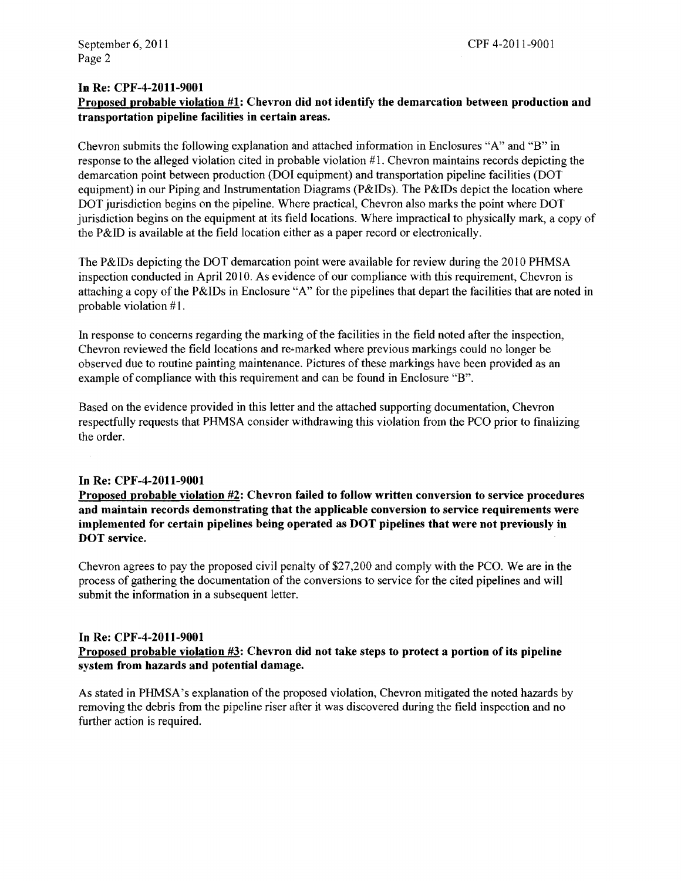**In Re: CPF-4-2011-9001**

**<u>Proposed probable violation #1</u>: Chevron did not identify the demarcation between production and transportation pipeline facilities in certain areas.**

Chevron submits the following explanation and attached information in Enclosures "A" and "B" in response to the alleged violation cited in probable violation #1. Chevron maintains records depicting the demarcation point between production (DOI equipment) and transportation pipeline facilities (DOT equipment) in our Piping and Instrumentation Diagrams (P&IDs). The P&IDs depict the location where DOT jurisdiction begins on the pipeline. Where practical, Chevron also marks the point where DOT jurisdiction begins on the equipment at its field locations. Where impractical to physically mark, a copy of the P&ID is available at the field location either as a paper record or electronically.

The P&IDs depicting the DOT demarcation point were available for review during the 2010 PHMSA inspection conducted in April 2010. As evidence of our compliance with this requirement, Chevron is attaching a copy of the P&IDs in Enclosure "A" for the pipelines that depart the facilities that are noted in probable violation #1.

In response to concerns regarding the marking of the facilities in the field noted after the inspection, Chevron reviewed the field locations and re-marked where previous markings could no longer be observed due to routine painting maintenance. Pictures of these markings have been provided as an example of compliance with this requirement and can be found in Enclosure "B".

Based on the evidence provided in this letter and the attached supporting documentation, Chevron respectfully requests that PHMSA consider withdrawing this violation from the PCO prior to finalizing the order.

**In Re: CPF-4-2011-9001**

**<u>Proposed probable violation #2</u>: Chevron failed to follow written conversion to service procedures and maintain records demonstrating that the applicable conversion to service requirements were implemented for certain pipelines being operated as DOT pipelines that were not previously in DOT service.**

Chevron agrees to pay the proposed civil penalty of $27,200 and comply with the PCO. We are in the process of gathering the documentation of the conversions to service for the cited pipelines and will submit the information in a subsequent letter.

**In Re: CPF-4-2011-9001**

**<u>Proposed probable violation #3</u>: Chevron did not take steps to protect a portion of its pipeline system from hazards and potential damage.**

As stated in PHMSA's explanation of the proposed violation, Chevron mitigated the noted hazards by removing the debris from the pipeline riser after it was discovered during the field inspection and no further action is required.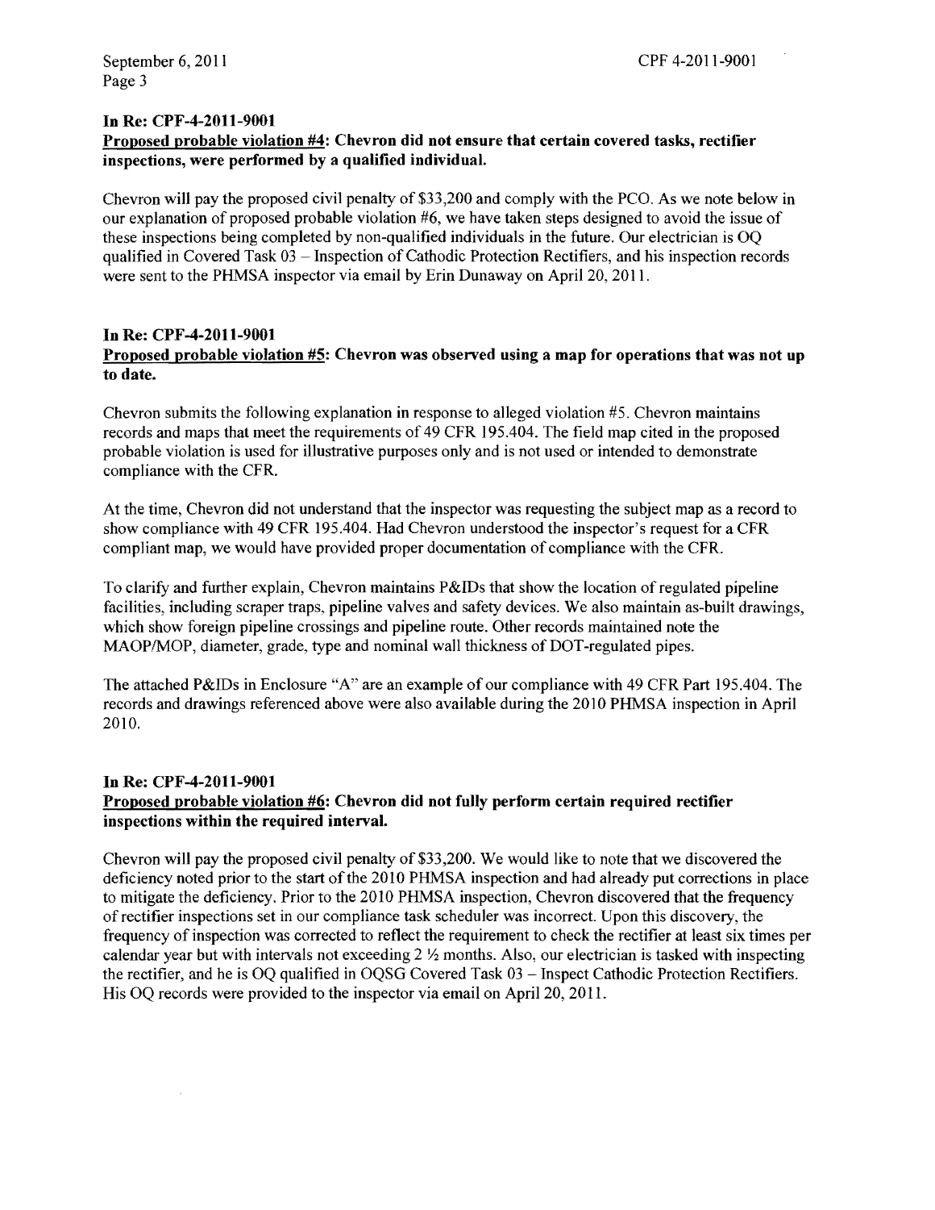**In Re: CPF-4-2011-9001**
**Proposed probable violation #4: Chevron did not ensure that certain covered tasks, rectifier inspections, were performed by a qualified individual.**

Chevron will pay the proposed civil penalty of $33,200 and comply with the PCO. As we note below in our explanation of proposed probable violation #6, we have taken steps designed to avoid the issue of these inspections being completed by non-qualified individuals in the future. Our electrician is OQ qualified in Covered Task 03 – Inspection of Cathodic Protection Rectifiers, and his inspection records were sent to the PHMSA inspector via email by Erin Dunaway on April 20, 2011.

**In Re: CPF-4-2011-9001**
**Proposed probable violation #5: Chevron was observed using a map for operations that was not up to date.**

Chevron submits the following explanation in response to alleged violation #5. Chevron maintains records and maps that meet the requirements of 49 CFR 195.404. The field map cited in the proposed probable violation is used for illustrative purposes only and is not used or intended to demonstrate compliance with the CFR.

At the time, Chevron did not understand that the inspector was requesting the subject map as a record to show compliance with 49 CFR 195.404. Had Chevron understood the inspector's request for a CFR compliant map, we would have provided proper documentation of compliance with the CFR.

To clarify and further explain, Chevron maintains P&IDs that show the location of regulated pipeline facilities, including scraper traps, pipeline valves and safety devices. We also maintain as-built drawings, which show foreign pipeline crossings and pipeline route. Other records maintained note the MAOP/MOP, diameter, grade, type and nominal wall thickness of DOT-regulated pipes.

The attached P&IDs in Enclosure "A" are an example of our compliance with 49 CFR Part 195.404. The records and drawings referenced above were also available during the 2010 PHMSA inspection in April 2010.

**In Re: CPF-4-2011-9001**
**Proposed probable violation #6: Chevron did not fully perform certain required rectifier inspections within the required interval.**

Chevron will pay the proposed civil penalty of $33,200. We would like to note that we discovered the deficiency noted prior to the start of the 2010 PHMSA inspection and had already put corrections in place to mitigate the deficiency. Prior to the 2010 PHMSA inspection, Chevron discovered that the frequency of rectifier inspections set in our compliance task scheduler was incorrect. Upon this discovery, the frequency of inspection was corrected to reflect the requirement to check the rectifier at least six times per calendar year but with intervals not exceeding 2 ½ months. Also, our electrician is tasked with inspecting the rectifier, and he is OQ qualified in OQSG Covered Task 03 – Inspect Cathodic Protection Rectifiers. His OQ records were provided to the inspector via email on April 20, 2011.